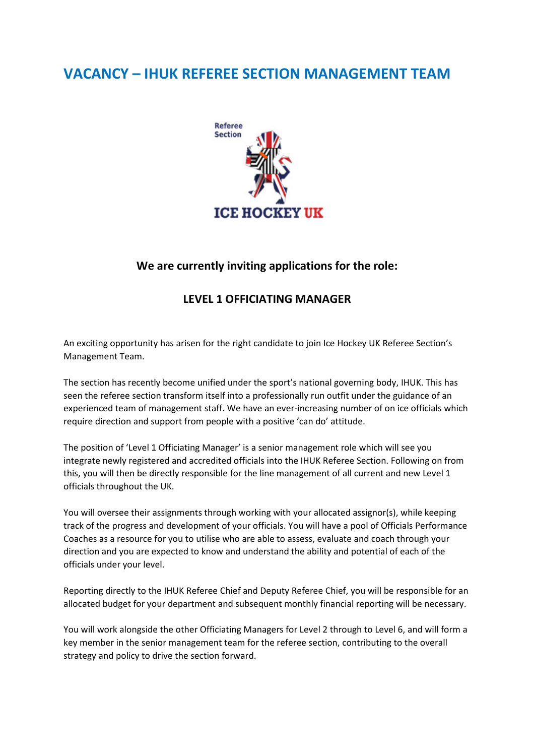# VACANCY – IHUK REFEREE SECTION MANAGEMENT TEAM

## We are currently inviting applications for the role:

### LEVEL 1 OFFICIATING MANAGER

An exciting opportunity has arisen for the right candidate to join Ice Hockey UK Referee Section's Management Team.

The section has recently become unified under the sport's national governing body, IHUK. This has seen the referee section transform itself into a professionally run outfit under the guidance of an experienced team of management staff. We have an ever-increasing number of on ice officials which require direction and support from people with a positive 'can do' attitude.

The position of 'Level 1 Officiating Manager' is a senior management role which will see you integrate newly registered and accredited officials into the IHUK Referee Section. Following on from this, you will then be directly responsible for the line management of all current and new Level 1 officials throughout the UK.

You will oversee their assignments through working with your allocated assignor(s), while keeping track of the progress and development of your officials. You will have a pool of Officials Performance Coaches as a resource for you to utilise who are able to assess, evaluate and coach through your direction and you are expected to know and understand the ability and potential of each of the officials under your level.

Reporting directly to the IHUK Referee Chief and Deputy Referee Chief, you will be responsible for an allocated budget for your department and subsequent monthly financial reporting will be necessary.

You will work alongside the other Officiating Managers for Level 2 through to Level 6, and will form a key member in the senior management team for the referee section, contributing to the overall strategy and policy to drive the section forward.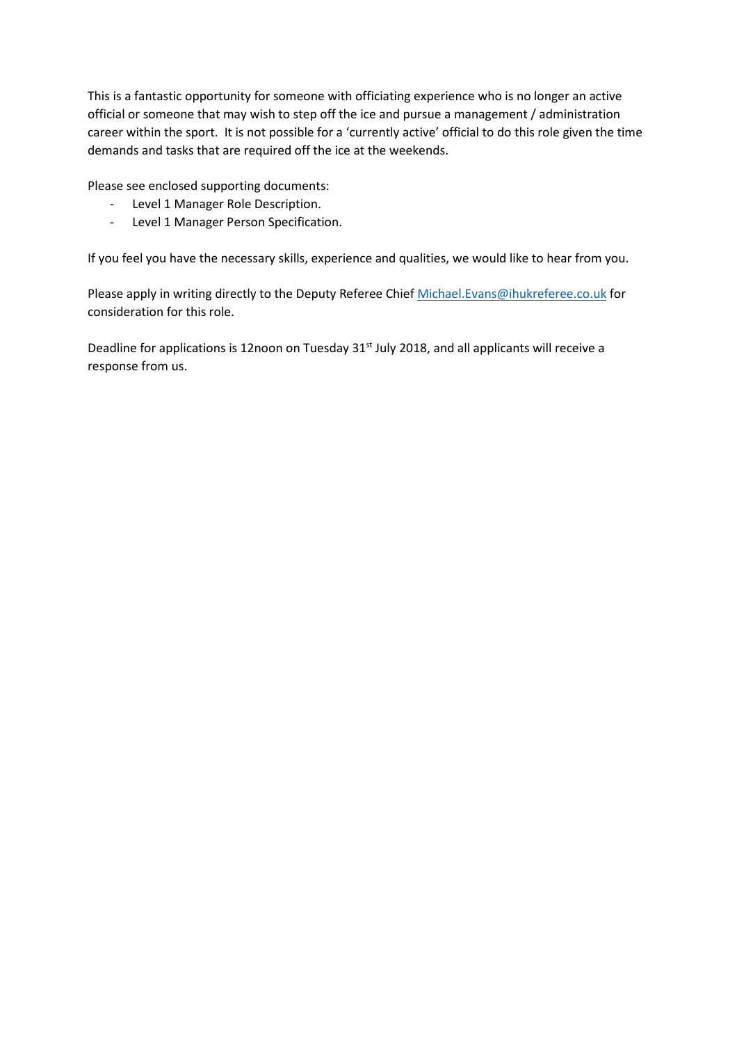This is a fantastic opportunity for someone with officiating experience who is no longer an active official or someone that may wish to step off the ice and pursue a management / administration career within the sport. It is not possible for a 'currently active' official to do this role given the time demands and tasks that are required off the ice at the weekends.

Please see enclosed supporting documents:

- Level 1 Manager Role Description.
- Level 1 Manager Person Specification.

If you feel you have the necessary skills, experience and qualities, we would like to hear from you.

Please apply in writing directly to the Deputy Referee Chief Michael.Evans@ihukreferee.co.uk for consideration for this role.

Deadline for applications is 12noon on Tuesday 31st July 2018, and all applicants will receive a response from us.